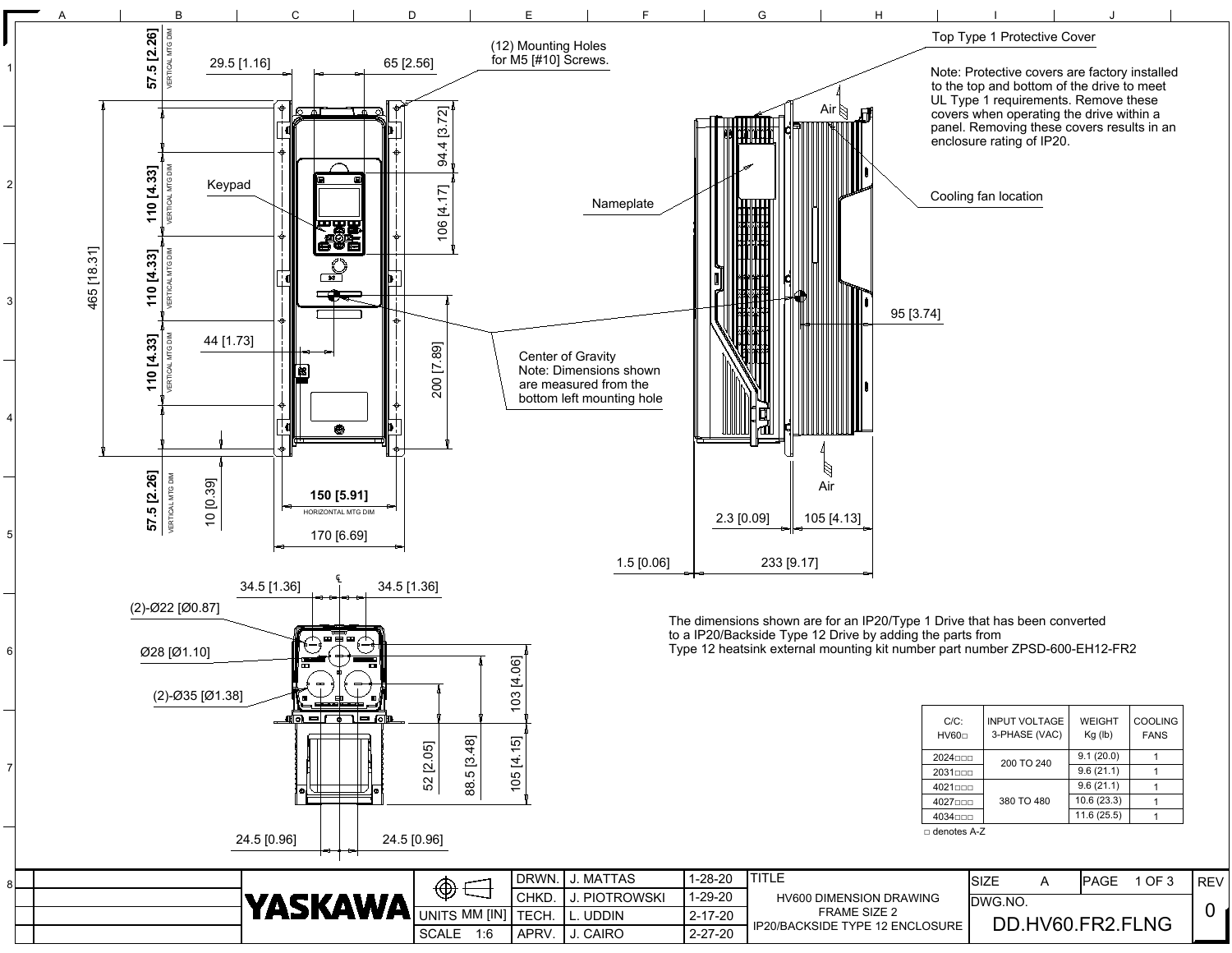# HV600 DIMENSION DRAWING FRAME SIZE 2 IP20/BACKSIDE TYPE 12 ENCLOSURE

(12) Mounting Holes for M5 [#10] Screws.

Keypad

Nameplate

Top Type 1 Protective Cover

Note: Protective covers are factory installed to the top and bottom of the drive to meet UL Type 1 requirements. Remove these covers when operating the drive within a panel. Removing these covers results in an enclosure rating of IP20.

Cooling fan location

Center of Gravity
Note: Dimensions shown are measured from the bottom left mounting hole

Air

57.5 [2.26] VERTICAL MTG DIM
110 [4.33] VERTICAL MTG DIM
110 [4.33] VERTICAL MTG DIM
110 [4.33] VERTICAL MTG DIM
57.5 [2.26] VERTICAL MTG DIM
29.5 [1.16]
65 [2.56]
94.4 [3.72]
106 [4.17]
465 [18.31]
44 [1.73]
200 [7.89]
10 [0.39]
150 [5.91] HORIZONTAL MTG DIM
170 [6.69]
95 [3.74]
2.3 [0.09]
105 [4.13]
1.5 [0.06]
233 [9.17]

34.5 [1.36]
34.5 [1.36]
(2)-Ø22 [Ø0.87]
Ø28 [Ø1.10]
(2)-Ø35 [Ø1.38]
103 [4.06]
52 [2.05]
88.5 [3.48]
105 [4.15]
24.5 [0.96]
24.5 [0.96]

The dimensions shown are for an IP20/Type 1 Drive that has been converted to a IP20/Backside Type 12 Drive by adding the parts from Type 12 heatsink external mounting kit number part number ZPSD-600-EH12-FR2

| C/C: HV60□ | INPUT VOLTAGE 3-PHASE (VAC) | WEIGHT Kg (lb) | COOLING FANS |
|---|---|---|---|
| 2024□□□ | 200 TO 240 | 9.1 (20.0) | 1 |
| 2031□□□ | | 9.6 (21.1) | 1 |
| 4021□□□ | 380 TO 480 | 9.6 (21.1) | 1 |
| 4027□□□ | | 10.6 (23.3) | 1 |
| 4034□□□ | | 11.6 (25.5) | 1 |

□ denotes A-Z

| | | | |
|---|---|---|---|
| DRWN. | J. MATTAS | 1-28-20 | |
| CHKD. | J. PIOTROWSKI | 1-29-20 | |
| TECH. | L. UDDIN | 2-17-20 | |
| APRV. | J. CAIRO | 2-27-20 | |

YASKAWA

UNITS MM [IN]

SCALE 1:6

TITLE: HV600 DIMENSION DRAWING FRAME SIZE 2 IP20/BACKSIDE TYPE 12 ENCLOSURE

SIZE A

DWG.NO. DD.HV60.FR2.FLNG

REV 0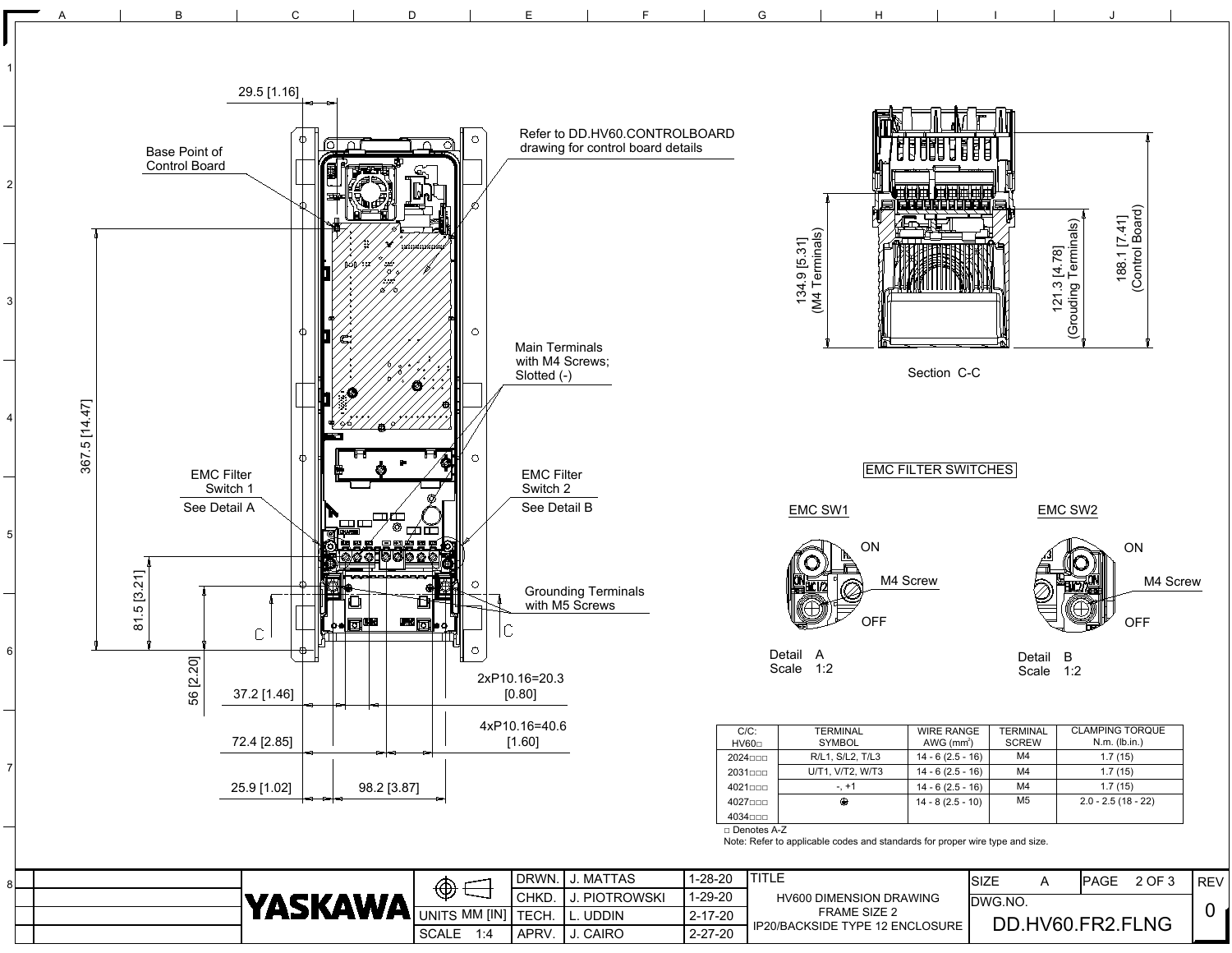29.5 [1.16]

Base Point of Control Board

Refer to DD.HV60.CONTROLBOARD drawing for control board details

Main Terminals with M4 Screws; Slotted (-)

EMC Filter Switch 1

See Detail A

EMC Filter Switch 2

See Detail B

Grounding Terminals with M5 Screws

367.5 [14.47]

81.5 [3.21]

56 [2.20]

37.2 [1.46]

72.4 [2.85]

25.9 [1.02]

98.2 [3.87]

2xP10.16=20.3 [0.80]

4xP10.16=40.6 [1.60]

134.9 [5.31] (M4 Terminals)

121.3 [4.78] (Grouding Terminals)

188.1 [7.41] (Control Board)

Section C-C

## EMC FILTER SWITCHES

EMC SW1

ON

M4 Screw

OFF

Detail A
Scale 1:2

EMC SW2

ON

M4 Screw

OFF

Detail B
Scale 1:2

| C/C: HV60□ | TERMINAL SYMBOL | WIRE RANGE AWG (mm²) | TERMINAL SCREW | CLAMPING TORQUE N.m. (lb.in.) |
|---|---|---|---|---|
| 2024□□□ | R/L1, S/L2, T/L3 | 14 - 6 (2.5 - 16) | M4 | 1.7 (15) |
| 2031□□□ | U/T1, V/T2, W/T3 | 14 - 6 (2.5 - 16) | M4 | 1.7 (15) |
| 4021□□□ | -, +1 | 14 - 6 (2.5 - 16) | M4 | 1.7 (15) |
| 4027□□□ | ⏚ | 14 - 8 (2.5 - 10) | M5 | 2.0 - 2.5 (18 - 22) |
| 4034□□□ | | | | |

□ Denotes A-Z

Note: Refer to applicable codes and standards for proper wire type and size.

| YASKAWA | UNITS MM [IN] | DRWN. | J. MATTAS | 1-28-20 | TITLE: HV600 DIMENSION DRAWING FRAME SIZE 2 IP20/BACKSIDE TYPE 12 ENCLOSURE | SIZE A | PAGE 2 OF 3 | REV 0 |
|---|---|---|---|---|---|---|---|---|
| | SCALE 1:4 | CHKD. | J. PIOTROWSKI | 1-29-20 | | DWG.NO. DD.HV60.FR2.FLNG | | |
| | | TECH. | L. UDDIN | 2-17-20 | | | | |
| | | APRV. | J. CAIRO | 2-27-20 | | | | |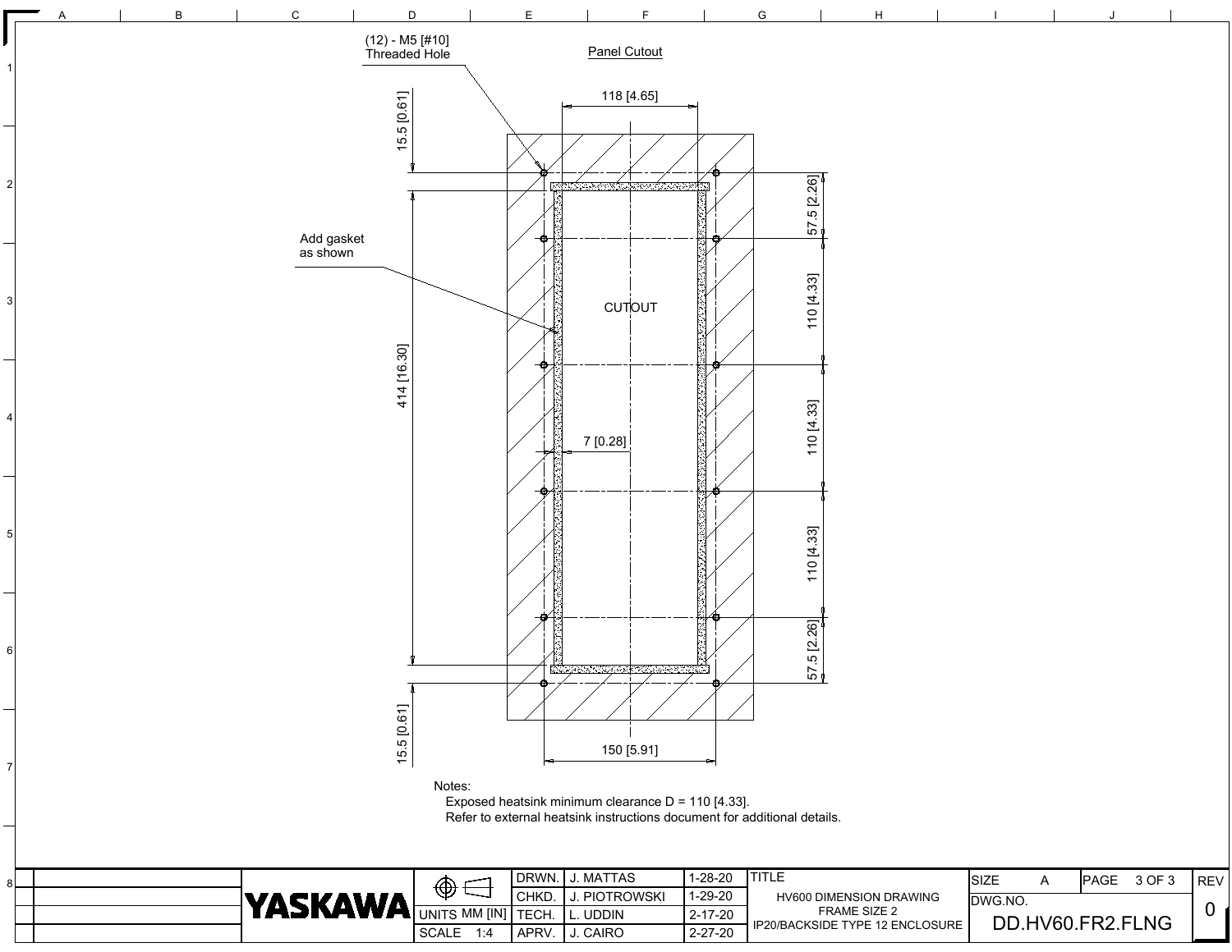(12) - M5 [#10] Threaded Hole

Panel Cutout

118 [4.65]

15.5 [0.61]

57.5 [2.26]

Add gasket as shown

110 [4.33]

CUTOUT

414 [16.30]

110 [4.33]

7 [0.28]

110 [4.33]

57.5 [2.26]

15.5 [0.61]

150 [5.91]

Notes:

Exposed heatsink minimum clearance D = 110 [4.33].
Refer to external heatsink instructions document for additional details.

| | | | | |
|---|---|---|---|---|
| YASKAWA | UNITS MM [IN] | DRWN. | J. MATTAS | 1-28-20 |
| | | CHKD. | J. PIOTROWSKI | 1-29-20 |
| | | TECH. | L. UDDIN | 2-17-20 |
| | SCALE 1:4 | APRV. | J. CAIRO | 2-27-20 |

TITLE: HV600 DIMENSION DRAWING FRAME SIZE 2 IP20/BACKSIDE TYPE 12 ENCLOSURE

SIZE: A | PAGE: 3 OF 3 | REV: 0

DWG.NO.: DD.HV60.FR2.FLNG